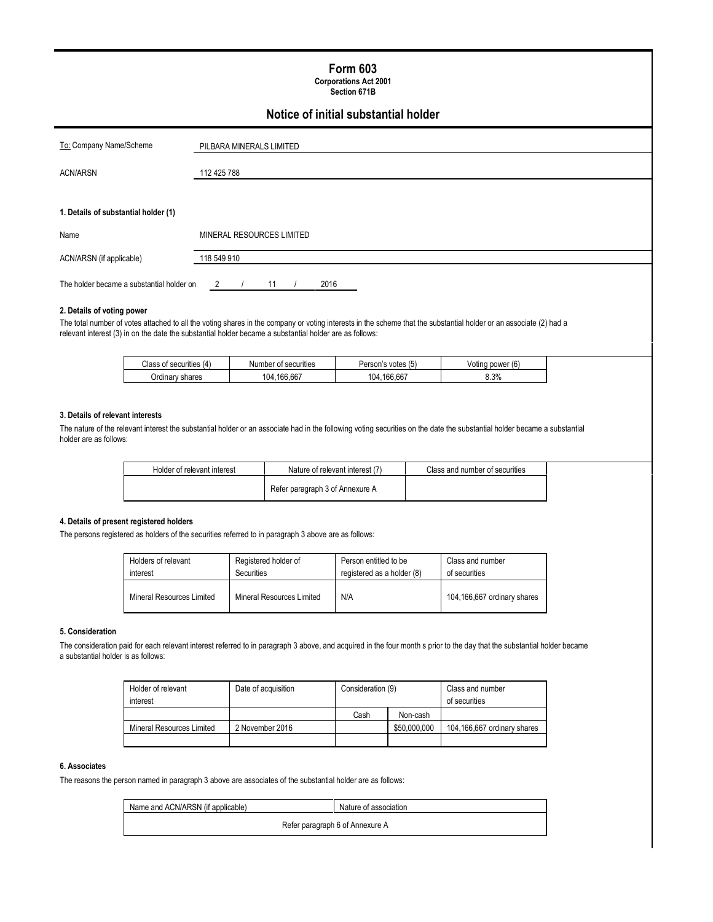# Form 603

**Corporations Act 2001**
**Section 671B**

## Notice of initial substantial holder

| | |
|---|---|
| To: Company Name/Scheme | PILBARA MINERALS LIMITED |
| ACN/ARSN | 112 425 788 |

### 1. Details of substantial holder (1)

| | |
|---|---|
| Name | MINERAL RESOURCES LIMITED |
| ACN/ARSN (if applicable) | 118 549 910 |
| The holder became a substantial holder on | 2 / 11 / 2016 |

### 2. Details of voting power

The total number of votes attached to all the voting shares in the company or voting interests in the scheme that the substantial holder or an associate (2) had a relevant interest (3) in on the date the substantial holder became a substantial holder are as follows:

| Class of securities (4) | Number of securities | Person's votes (5) | Voting power (6) |
|---|---|---|---|
| Ordinary shares | 104,166,667 | 104,166,667 | 8.3% |

### 3. Details of relevant interests

The nature of the relevant interest the substantial holder or an associate had in the following voting securities on the date the substantial holder became a substantial holder are as follows:

| Holder of relevant interest | Nature of relevant interest (7) | Class and number of securities |
|---|---|---|
| | Refer paragraph 3 of Annexure A | |

### 4. Details of present registered holders

The persons registered as holders of the securities referred to in paragraph 3 above are as follows:

| Holders of relevant interest | Registered holder of Securities | Person entitled to be registered as a holder (8) | Class and number of securities |
|---|---|---|---|
| Mineral Resources Limited | Mineral Resources Limited | N/A | 104,166,667 ordinary shares |

### 5. Consideration

The consideration paid for each relevant interest referred to in paragraph 3 above, and acquired in the four month s prior to the day that the substantial holder became a substantial holder is as follows:

| Holder of relevant interest | Date of acquisition | Consideration (9) | | Class and number of securities |
|---|---|---|---|---|
| | | Cash | Non-cash | |
| Mineral Resources Limited | 2 November 2016 | | $50,000,000 | 104,166,667 ordinary shares |
| | | | | |

### 6. Associates

The reasons the person named in paragraph 3 above are associates of the substantial holder are as follows:

| Name and ACN/ARSN (if applicable) | Nature of association |
|---|---|
| Refer paragraph 6 of Annexure A | |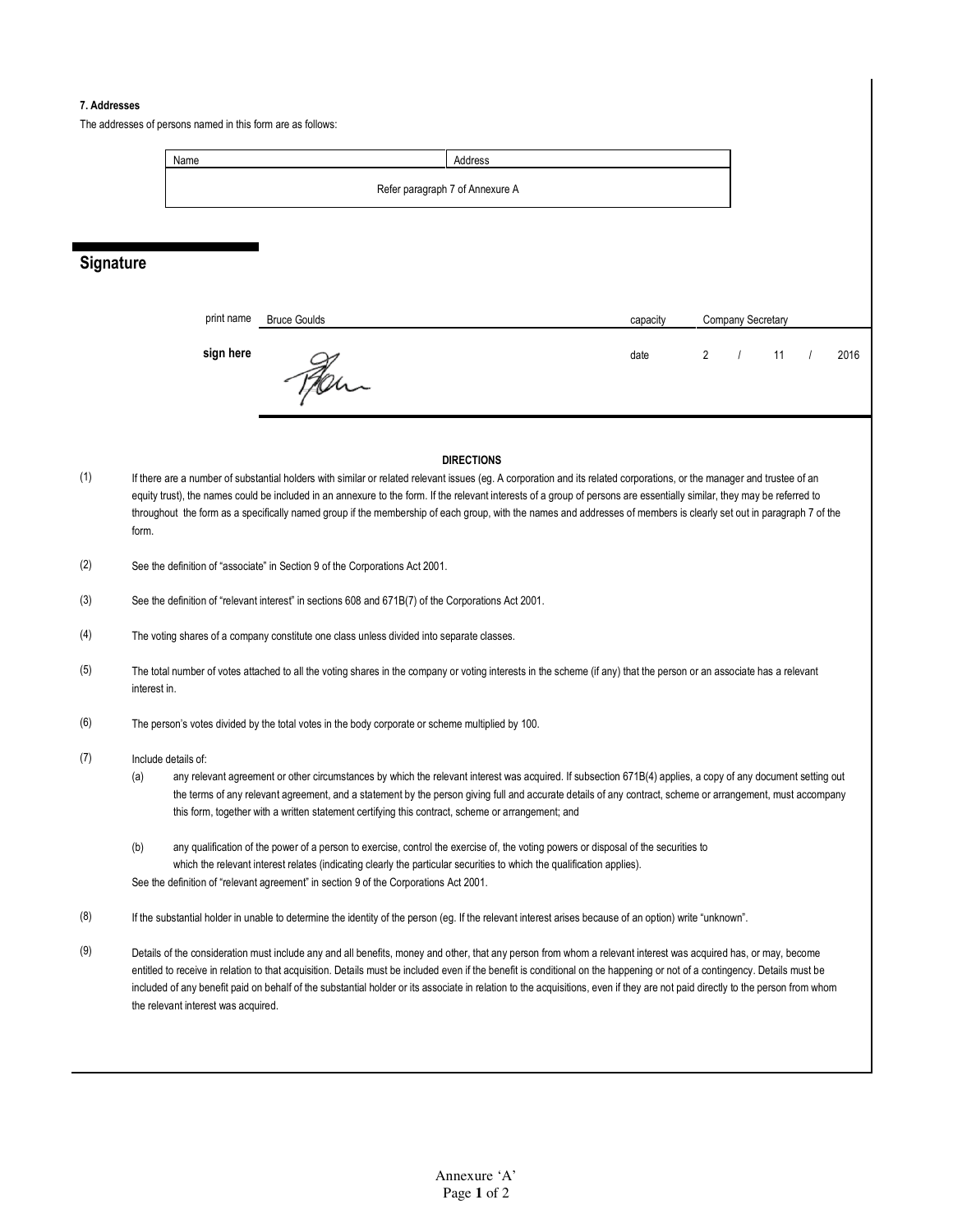**7. Addresses**

The addresses of persons named in this form are as follows:

| Name | Address |
| --- | --- |
| Refer paragraph 7 of Annexure A | |

## Signature

| | | | |
| --- | --- | --- | --- |
| print name | Bruce Goulds | capacity | Company Secretary |
| **sign here** | | date | 2 / 11 / 2016 |

**DIRECTIONS**

(1) If there are a number of substantial holders with similar or related relevant issues (eg. A corporation and its related corporations, or the manager and trustee of an equity trust), the names could be included in an annexure to the form. If the relevant interests of a group of persons are essentially similar, they may be referred to throughout the form as a specifically named group if the membership of each group, with the names and addresses of members is clearly set out in paragraph 7 of the form.

(2) See the definition of "associate" in Section 9 of the Corporations Act 2001.

(3) See the definition of "relevant interest" in sections 608 and 671B(7) of the Corporations Act 2001.

(4) The voting shares of a company constitute one class unless divided into separate classes.

(5) The total number of votes attached to all the voting shares in the company or voting interests in the scheme (if any) that the person or an associate has a relevant interest in.

(6) The person's votes divided by the total votes in the body corporate or scheme multiplied by 100.

(7) Include details of:

(a) any relevant agreement or other circumstances by which the relevant interest was acquired. If subsection 671B(4) applies, a copy of any document setting out the terms of any relevant agreement, and a statement by the person giving full and accurate details of any contract, scheme or arrangement, must accompany this form, together with a written statement certifying this contract, scheme or arrangement; and

(b) any qualification of the power of a person to exercise, control the exercise of, the voting powers or disposal of the securities to which the relevant interest relates (indicating clearly the particular securities to which the qualification applies).

See the definition of "relevant agreement" in section 9 of the Corporations Act 2001.

(8) If the substantial holder in unable to determine the identity of the person (eg. If the relevant interest arises because of an option) write "unknown".

(9) Details of the consideration must include any and all benefits, money and other, that any person from whom a relevant interest was acquired has, or may, become entitled to receive in relation to that acquisition. Details must be included even if the benefit is conditional on the happening or not of a contingency. Details must be included of any benefit paid on behalf of the substantial holder or its associate in relation to the acquisitions, even if they are not paid directly to the person from whom the relevant interest was acquired.

Annexure 'A'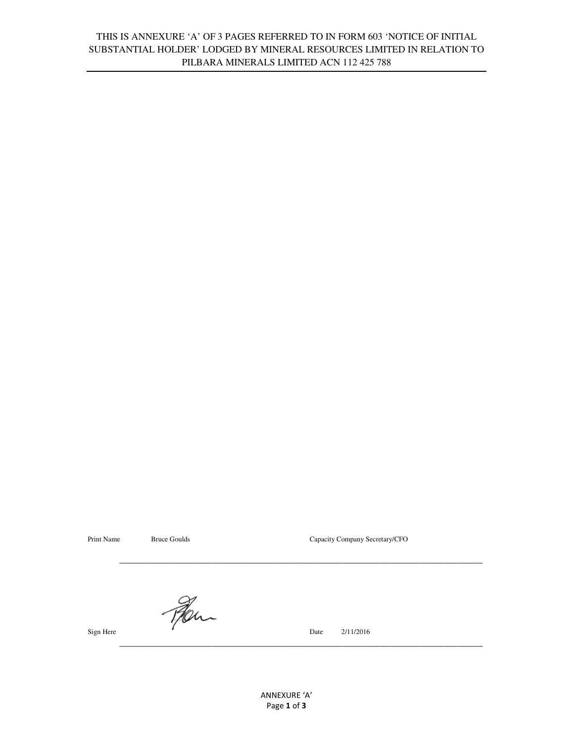THIS IS ANNEXURE 'A' OF 3 PAGES REFERRED TO IN FORM 603 'NOTICE OF INITIAL SUBSTANTIAL HOLDER' LODGED BY MINERAL RESOURCES LIMITED IN RELATION TO PILBARA MINERALS LIMITED ACN 112 425 788

Print Name Bruce Goulds Capacity Company Secretary/CFO

Sign Here Date 2/11/2016

ANNEXURE 'A'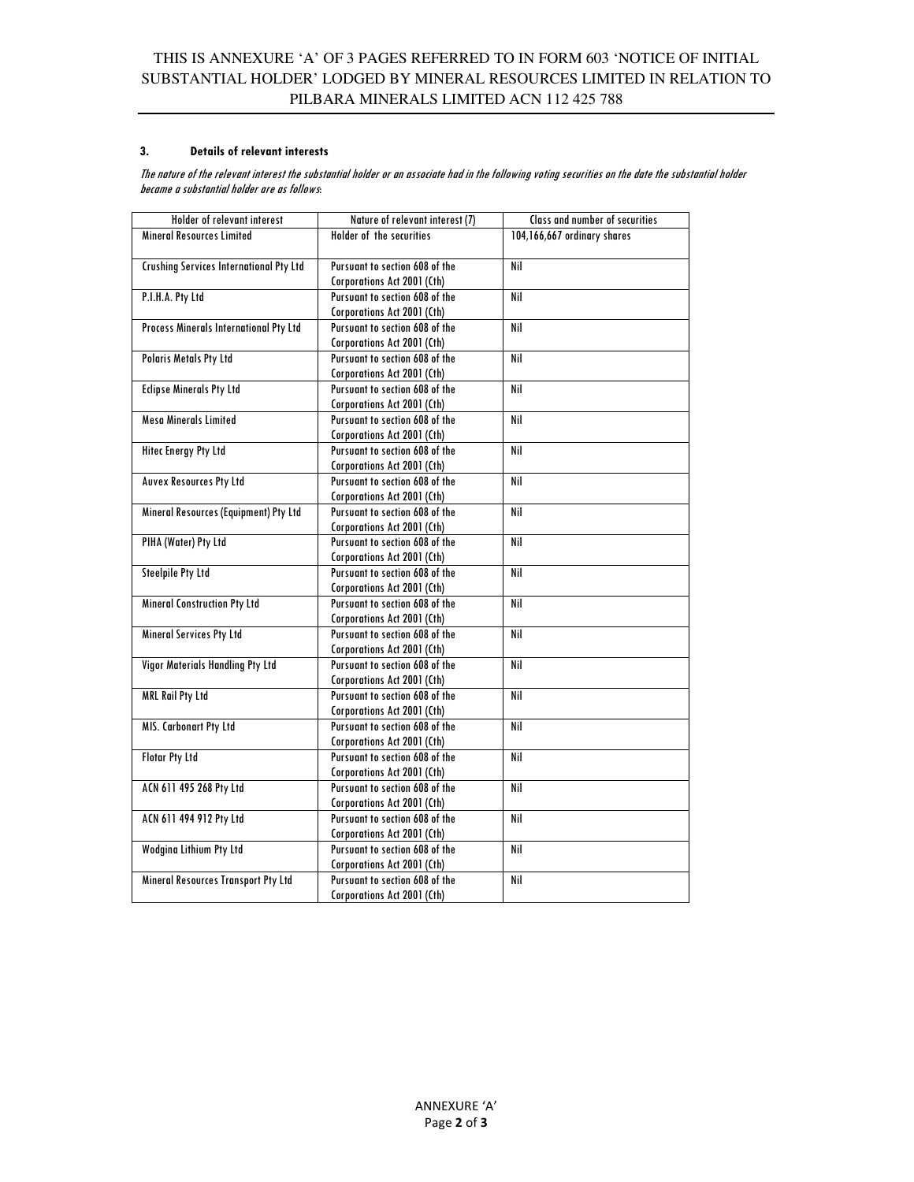THIS IS ANNEXURE 'A' OF 3 PAGES REFERRED TO IN FORM 603 'NOTICE OF INITIAL SUBSTANTIAL HOLDER' LODGED BY MINERAL RESOURCES LIMITED IN RELATION TO PILBARA MINERALS LIMITED ACN 112 425 788

### 3. Details of relevant interests

*The nature of the relevant interest the substantial holder or an associate had in the following voting securities on the date the substantial holder became a substantial holder are as follows*:

| Holder of relevant interest | Nature of relevant interest (7) | Class and number of securities |
|---|---|---|
| Mineral Resources Limited | Holder of the securities | 104,166,667 ordinary shares |
| Crushing Services International Pty Ltd | Pursuant to section 608 of the Corporations Act 2001 (Cth) | Nil |
| P.I.H.A. Pty Ltd | Pursuant to section 608 of the Corporations Act 2001 (Cth) | Nil |
| Process Minerals International Pty Ltd | Pursuant to section 608 of the Corporations Act 2001 (Cth) | Nil |
| Polaris Metals Pty Ltd | Pursuant to section 608 of the Corporations Act 2001 (Cth) | Nil |
| Eclipse Minerals Pty Ltd | Pursuant to section 608 of the Corporations Act 2001 (Cth) | Nil |
| Mesa Minerals Limited | Pursuant to section 608 of the Corporations Act 2001 (Cth) | Nil |
| Hitec Energy Pty Ltd | Pursuant to section 608 of the Corporations Act 2001 (Cth) | Nil |
| Auvex Resources Pty Ltd | Pursuant to section 608 of the Corporations Act 2001 (Cth) | Nil |
| Mineral Resources (Equipment) Pty Ltd | Pursuant to section 608 of the Corporations Act 2001 (Cth) | Nil |
| PIHA (Water) Pty Ltd | Pursuant to section 608 of the Corporations Act 2001 (Cth) | Nil |
| Steelpile Pty Ltd | Pursuant to section 608 of the Corporations Act 2001 (Cth) | Nil |
| Mineral Construction Pty Ltd | Pursuant to section 608 of the Corporations Act 2001 (Cth) | Nil |
| Mineral Services Pty Ltd | Pursuant to section 608 of the Corporations Act 2001 (Cth) | Nil |
| Vigor Materials Handling Pty Ltd | Pursuant to section 608 of the Corporations Act 2001 (Cth) | Nil |
| MRL Rail Pty Ltd | Pursuant to section 608 of the Corporations Act 2001 (Cth) | Nil |
| MIS. Carbonart Pty Ltd | Pursuant to section 608 of the Corporations Act 2001 (Cth) | Nil |
| Flotar Pty Ltd | Pursuant to section 608 of the Corporations Act 2001 (Cth) | Nil |
| ACN 611 495 268 Pty Ltd | Pursuant to section 608 of the Corporations Act 2001 (Cth) | Nil |
| ACN 611 494 912 Pty Ltd | Pursuant to section 608 of the Corporations Act 2001 (Cth) | Nil |
| Wodgina Lithium Pty Ltd | Pursuant to section 608 of the Corporations Act 2001 (Cth) | Nil |
| Mineral Resources Transport Pty Ltd | Pursuant to section 608 of the Corporations Act 2001 (Cth) | Nil |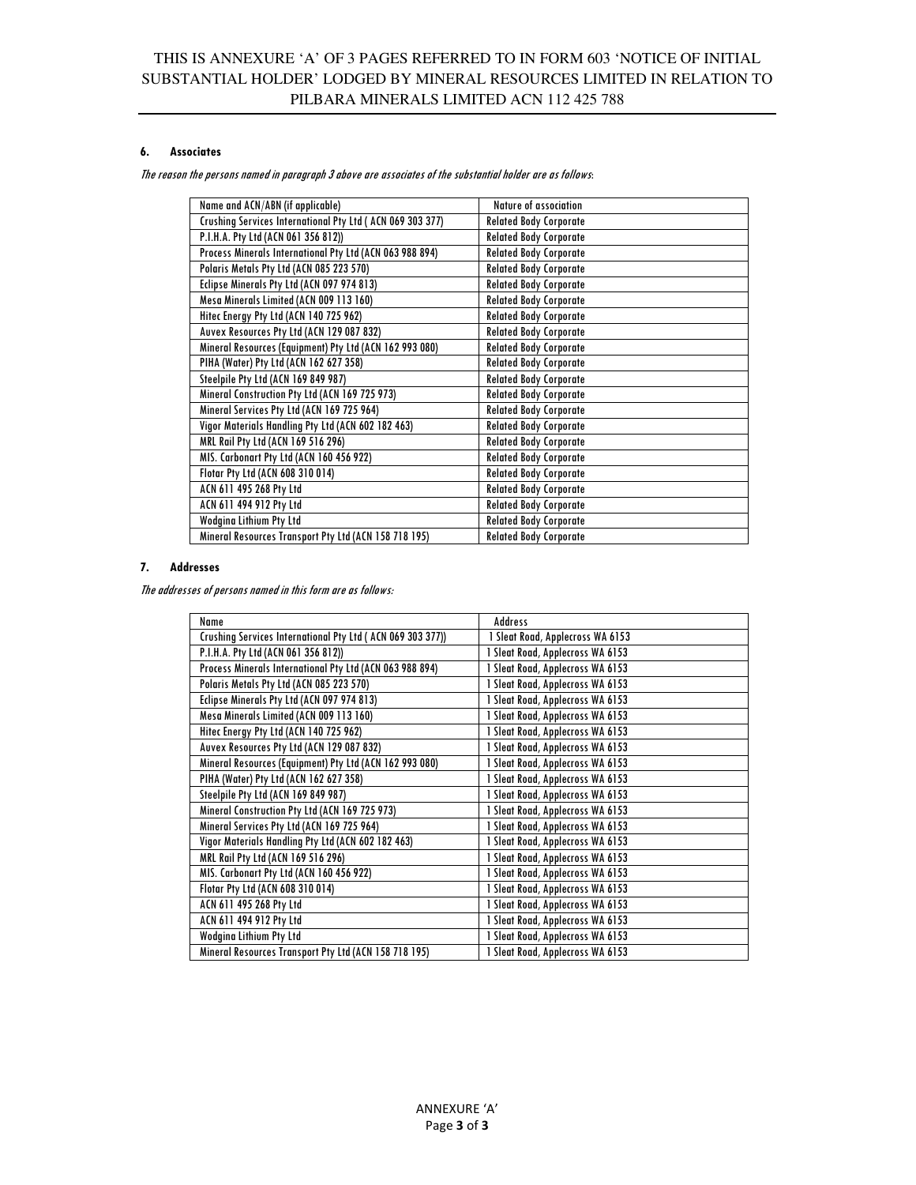THIS IS ANNEXURE 'A' OF 3 PAGES REFERRED TO IN FORM 603 'NOTICE OF INITIAL SUBSTANTIAL HOLDER' LODGED BY MINERAL RESOURCES LIMITED IN RELATION TO PILBARA MINERALS LIMITED ACN 112 425 788

### 6. Associates

*The reason the persons named in paragraph 3 above are associates of the substantial holder are as follows*:

| Name and ACN/ABN (if applicable) | Nature of association |
|---|---|
| Crushing Services International Pty Ltd ( ACN 069 303 377) | Related Body Corporate |
| P.I.H.A. Pty Ltd (ACN 061 356 812)) | Related Body Corporate |
| Process Minerals International Pty Ltd (ACN 063 988 894) | Related Body Corporate |
| Polaris Metals Pty Ltd (ACN 085 223 570) | Related Body Corporate |
| Eclipse Minerals Pty Ltd (ACN 097 974 813) | Related Body Corporate |
| Mesa Minerals Limited (ACN 009 113 160) | Related Body Corporate |
| Hitec Energy Pty Ltd (ACN 140 725 962) | Related Body Corporate |
| Auvex Resources Pty Ltd (ACN 129 087 832) | Related Body Corporate |
| Mineral Resources (Equipment) Pty Ltd (ACN 162 993 080) | Related Body Corporate |
| PIHA (Water) Pty Ltd (ACN 162 627 358) | Related Body Corporate |
| Steelpile Pty Ltd (ACN 169 849 987) | Related Body Corporate |
| Mineral Construction Pty Ltd (ACN 169 725 973) | Related Body Corporate |
| Mineral Services Pty Ltd (ACN 169 725 964) | Related Body Corporate |
| Vigor Materials Handling Pty Ltd (ACN 602 182 463) | Related Body Corporate |
| MRL Rail Pty Ltd (ACN 169 516 296) | Related Body Corporate |
| MIS. Carbonart Pty Ltd (ACN 160 456 922) | Related Body Corporate |
| Flotar Pty Ltd (ACN 608 310 014) | Related Body Corporate |
| ACN 611 495 268 Pty Ltd | Related Body Corporate |
| ACN 611 494 912 Pty Ltd | Related Body Corporate |
| Wodgina Lithium Pty Ltd | Related Body Corporate |
| Mineral Resources Transport Pty Ltd (ACN 158 718 195) | Related Body Corporate |

### 7. Addresses

*The addresses of persons named in this form are as follows:*

| Name | Address |
|---|---|
| Crushing Services International Pty Ltd ( ACN 069 303 377)) | 1 Sleat Road, Applecross WA 6153 |
| P.I.H.A. Pty Ltd (ACN 061 356 812)) | 1 Sleat Road, Applecross WA 6153 |
| Process Minerals International Pty Ltd (ACN 063 988 894) | 1 Sleat Road, Applecross WA 6153 |
| Polaris Metals Pty Ltd (ACN 085 223 570) | 1 Sleat Road, Applecross WA 6153 |
| Eclipse Minerals Pty Ltd (ACN 097 974 813) | 1 Sleat Road, Applecross WA 6153 |
| Mesa Minerals Limited (ACN 009 113 160) | 1 Sleat Road, Applecross WA 6153 |
| Hitec Energy Pty Ltd (ACN 140 725 962) | 1 Sleat Road, Applecross WA 6153 |
| Auvex Resources Pty Ltd (ACN 129 087 832) | 1 Sleat Road, Applecross WA 6153 |
| Mineral Resources (Equipment) Pty Ltd (ACN 162 993 080) | 1 Sleat Road, Applecross WA 6153 |
| PIHA (Water) Pty Ltd (ACN 162 627 358) | 1 Sleat Road, Applecross WA 6153 |
| Steelpile Pty Ltd (ACN 169 849 987) | 1 Sleat Road, Applecross WA 6153 |
| Mineral Construction Pty Ltd (ACN 169 725 973) | 1 Sleat Road, Applecross WA 6153 |
| Mineral Services Pty Ltd (ACN 169 725 964) | 1 Sleat Road, Applecross WA 6153 |
| Vigor Materials Handling Pty Ltd (ACN 602 182 463) | 1 Sleat Road, Applecross WA 6153 |
| MRL Rail Pty Ltd (ACN 169 516 296) | 1 Sleat Road, Applecross WA 6153 |
| MIS. Carbonart Pty Ltd (ACN 160 456 922) | 1 Sleat Road, Applecross WA 6153 |
| Flotar Pty Ltd (ACN 608 310 014) | 1 Sleat Road, Applecross WA 6153 |
| ACN 611 495 268 Pty Ltd | 1 Sleat Road, Applecross WA 6153 |
| ACN 611 494 912 Pty Ltd | 1 Sleat Road, Applecross WA 6153 |
| Wodgina Lithium Pty Ltd | 1 Sleat Road, Applecross WA 6153 |
| Mineral Resources Transport Pty Ltd (ACN 158 718 195) | 1 Sleat Road, Applecross WA 6153 |